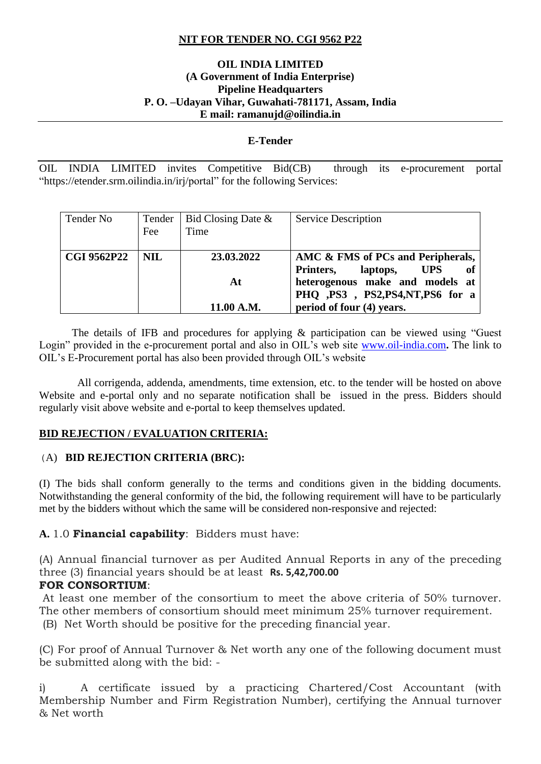## NIT FOR TENDER NO. CGI 9562 P22

**OIL INDIA LIMITED**
**(A Government of India Enterprise)**
**Pipeline Headquarters**
**P. O. –Udayan Vihar, Guwahati-781171, Assam, India**
**E mail: ramanujd@oilindia.in**

**E-Tender**

OIL INDIA LIMITED invites Competitive Bid(CB) through its e-procurement portal "https://etender.srm.oilindia.in/irj/portal" for the following Services:

| Tender No | Tender Fee | Bid Closing Date & Time | Service Description |
|---|---|---|---|
| **CGI 9562P22** | **NIL** | **23.03.2022 At 11.00 A.M.** | **AMC & FMS of PCs and Peripherals, Printers, laptops, UPS of heterogenous make and models at PHQ ,PS3 , PS2,PS4,NT,PS6 for a period of four (4) years.** |

The details of IFB and procedures for applying & participation can be viewed using "Guest Login" provided in the e-procurement portal and also in OIL's web site www.oil-india.com**.** The link to OIL's E-Procurement portal has also been provided through OIL's website

All corrigenda, addenda, amendments, time extension, etc. to the tender will be hosted on above Website and e-portal only and no separate notification shall be issued in the press. Bidders should regularly visit above website and e-portal to keep themselves updated.

**BID REJECTION / EVALUATION CRITERIA:**

(A) **BID REJECTION CRITERIA (BRC):**

(I) The bids shall conform generally to the terms and conditions given in the bidding documents. Notwithstanding the general conformity of the bid, the following requirement will have to be particularly met by the bidders without which the same will be considered non-responsive and rejected:

**A.** 1.0 **Financial capability**: Bidders must have:

(A) Annual financial turnover as per Audited Annual Reports in any of the preceding three (3) financial years should be at least **Rs. 5,42,700.00**

**FOR CONSORTIUM**:

At least one member of the consortium to meet the above criteria of 50% turnover. The other members of consortium should meet minimum 25% turnover requirement.

(B) Net Worth should be positive for the preceding financial year.

(C) For proof of Annual Turnover & Net worth any one of the following document must be submitted along with the bid: -

i) A certificate issued by a practicing Chartered/Cost Accountant (with Membership Number and Firm Registration Number), certifying the Annual turnover & Net worth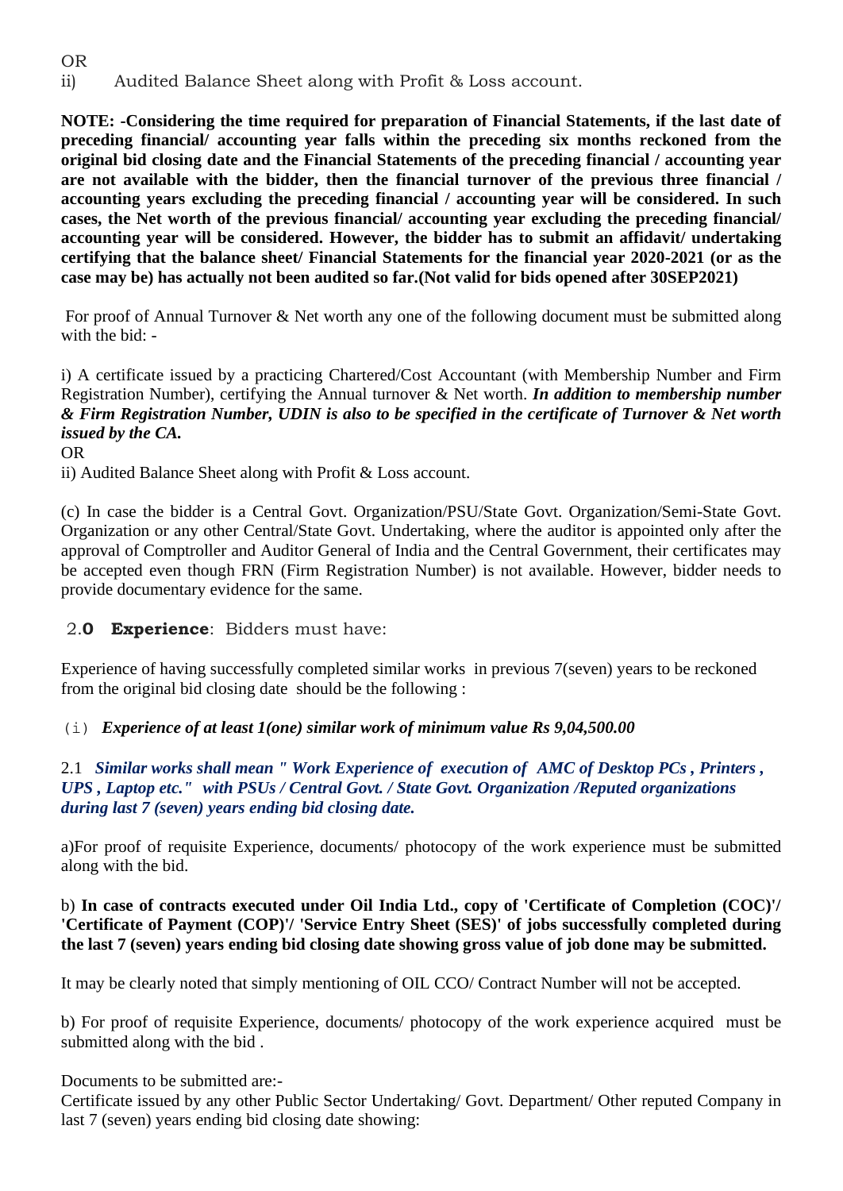OR

ii) Audited Balance Sheet along with Profit & Loss account.

**NOTE: -Considering the time required for preparation of Financial Statements, if the last date of preceding financial/ accounting year falls within the preceding six months reckoned from the original bid closing date and the Financial Statements of the preceding financial / accounting year are not available with the bidder, then the financial turnover of the previous three financial / accounting years excluding the preceding financial / accounting year will be considered. In such cases, the Net worth of the previous financial/ accounting year excluding the preceding financial/ accounting year will be considered. However, the bidder has to submit an affidavit/ undertaking certifying that the balance sheet/ Financial Statements for the financial year 2020-2021 (or as the case may be) has actually not been audited so far.(Not valid for bids opened after 30SEP2021)**

For proof of Annual Turnover & Net worth any one of the following document must be submitted along with the bid: -

i) A certificate issued by a practicing Chartered/Cost Accountant (with Membership Number and Firm Registration Number), certifying the Annual turnover & Net worth. ***In addition to membership number & Firm Registration Number, UDIN is also to be specified in the certificate of Turnover & Net worth issued by the CA.***

OR

ii) Audited Balance Sheet along with Profit & Loss account.

(c) In case the bidder is a Central Govt. Organization/PSU/State Govt. Organization/Semi-State Govt. Organization or any other Central/State Govt. Undertaking, where the auditor is appointed only after the approval of Comptroller and Auditor General of India and the Central Government, their certificates may be accepted even though FRN (Firm Registration Number) is not available. However, bidder needs to provide documentary evidence for the same.

2.**0** **Experience**: Bidders must have:

Experience of having successfully completed similar works in previous 7(seven) years to be reckoned from the original bid closing date should be the following :

(i) ***Experience of at least 1(one) similar work of minimum value Rs 9,04,500.00***

2.1 ***Similar works shall mean " Work Experience of execution of AMC of Desktop PCs , Printers , UPS , Laptop etc." with PSUs / Central Govt. / State Govt. Organization /Reputed organizations during last 7 (seven) years ending bid closing date.***

a)For proof of requisite Experience, documents/ photocopy of the work experience must be submitted along with the bid.

b) **In case of contracts executed under Oil India Ltd., copy of 'Certificate of Completion (COC)'/ 'Certificate of Payment (COP)'/ 'Service Entry Sheet (SES)' of jobs successfully completed during the last 7 (seven) years ending bid closing date showing gross value of job done may be submitted.**

It may be clearly noted that simply mentioning of OIL CCO/ Contract Number will not be accepted.

b) For proof of requisite Experience, documents/ photocopy of the work experience acquired must be submitted along with the bid .

Documents to be submitted are:-

Certificate issued by any other Public Sector Undertaking/ Govt. Department/ Other reputed Company in last 7 (seven) years ending bid closing date showing: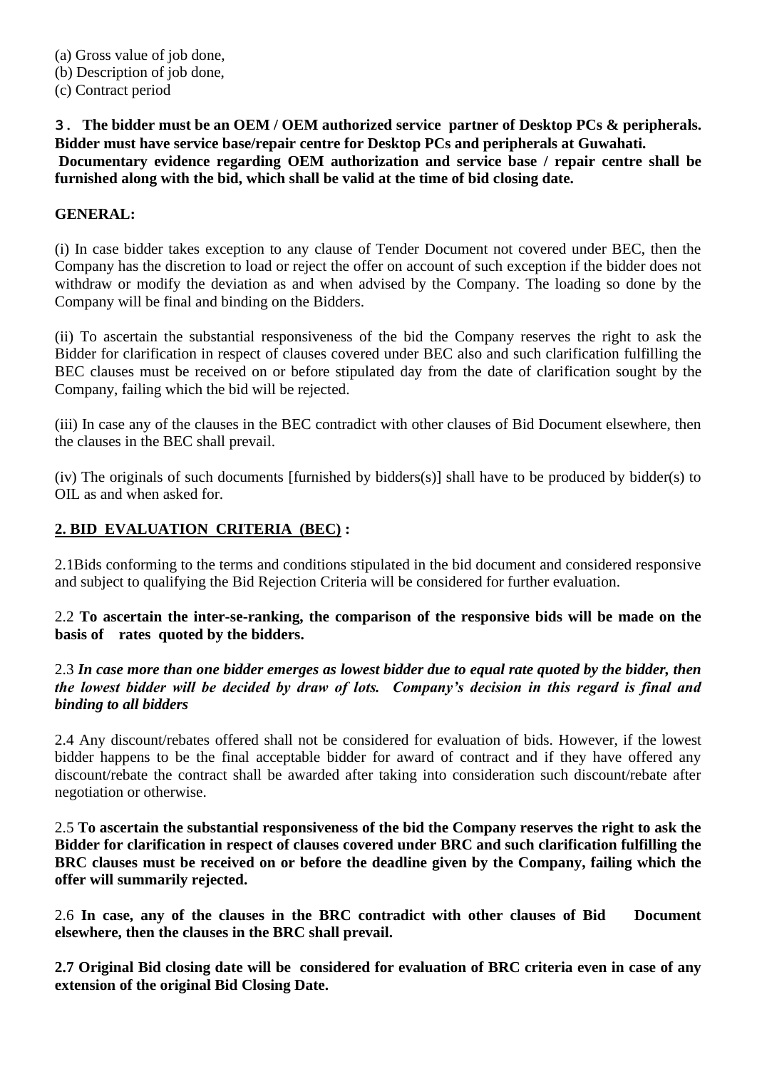(a) Gross value of job done,
(b) Description of job done,
(c) Contract period

**3. The bidder must be an OEM / OEM authorized service partner of Desktop PCs & peripherals. Bidder must have service base/repair centre for Desktop PCs and peripherals at Guwahati. Documentary evidence regarding OEM authorization and service base / repair centre shall be furnished along with the bid, which shall be valid at the time of bid closing date.**

**GENERAL:**

(i) In case bidder takes exception to any clause of Tender Document not covered under BEC, then the Company has the discretion to load or reject the offer on account of such exception if the bidder does not withdraw or modify the deviation as and when advised by the Company. The loading so done by the Company will be final and binding on the Bidders.

(ii) To ascertain the substantial responsiveness of the bid the Company reserves the right to ask the Bidder for clarification in respect of clauses covered under BEC also and such clarification fulfilling the BEC clauses must be received on or before stipulated day from the date of clarification sought by the Company, failing which the bid will be rejected.

(iii) In case any of the clauses in the BEC contradict with other clauses of Bid Document elsewhere, then the clauses in the BEC shall prevail.

(iv) The originals of such documents [furnished by bidders(s)] shall have to be produced by bidder(s) to OIL as and when asked for.

## 2. BID EVALUATION CRITERIA (BEC) :

2.1Bids conforming to the terms and conditions stipulated in the bid document and considered responsive and subject to qualifying the Bid Rejection Criteria will be considered for further evaluation.

2.2 **To ascertain the inter-se-ranking, the comparison of the responsive bids will be made on the basis of rates quoted by the bidders.**

2.3 ***In case more than one bidder emerges as lowest bidder due to equal rate quoted by the bidder, then the lowest bidder will be decided by draw of lots. Company's decision in this regard is final and binding to all bidders***

2.4 Any discount/rebates offered shall not be considered for evaluation of bids. However, if the lowest bidder happens to be the final acceptable bidder for award of contract and if they have offered any discount/rebate the contract shall be awarded after taking into consideration such discount/rebate after negotiation or otherwise.

2.5 **To ascertain the substantial responsiveness of the bid the Company reserves the right to ask the Bidder for clarification in respect of clauses covered under BRC and such clarification fulfilling the BRC clauses must be received on or before the deadline given by the Company, failing which the offer will summarily rejected.**

2.6 **In case, any of the clauses in the BRC contradict with other clauses of Bid Document elsewhere, then the clauses in the BRC shall prevail.**

**2.7 Original Bid closing date will be considered for evaluation of BRC criteria even in case of any extension of the original Bid Closing Date.**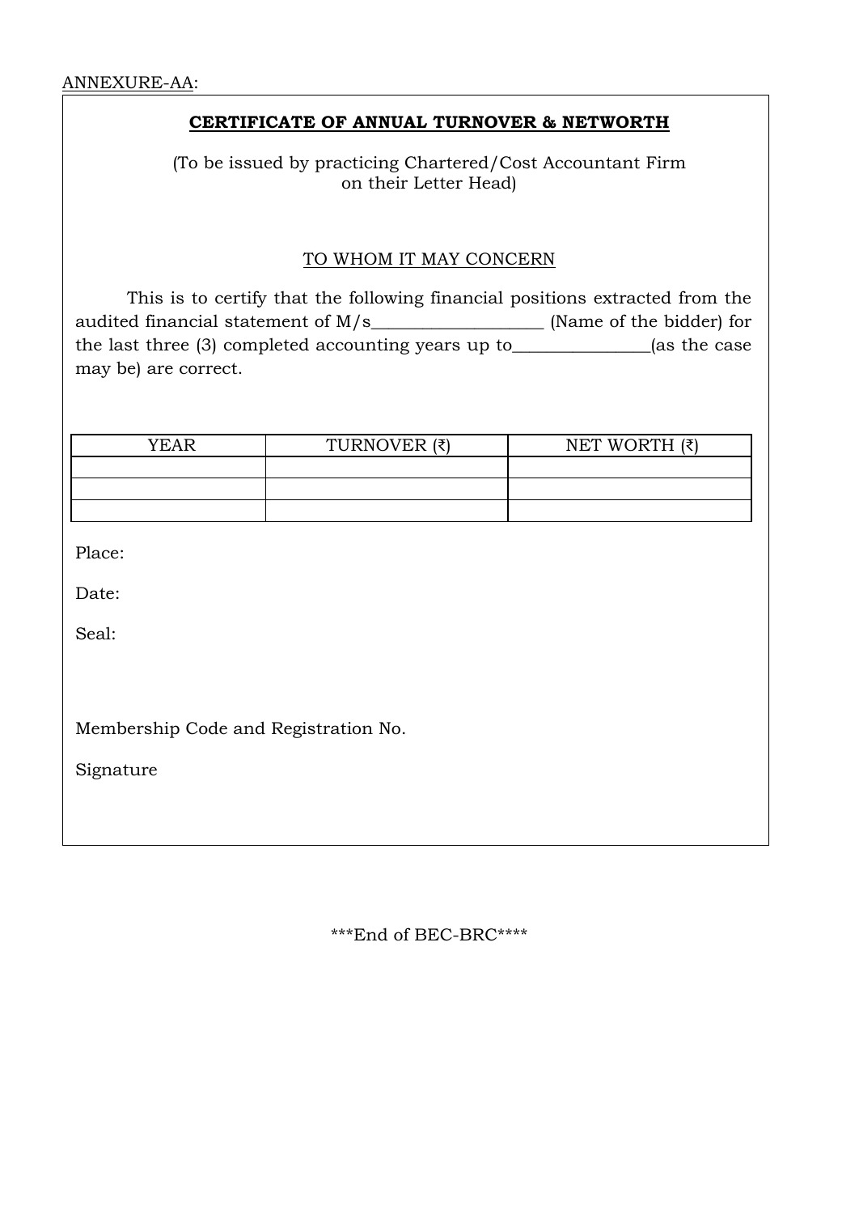ANNEXURE-AA:

## CERTIFICATE OF ANNUAL TURNOVER & NETWORTH

(To be issued by practicing Chartered/Cost Accountant Firm on their Letter Head)

TO WHOM IT MAY CONCERN

This is to certify that the following financial positions extracted from the audited financial statement of M/s___________________ (Name of the bidder) for the last three (3) completed accounting years up to_______________(as the case may be) are correct.

| YEAR | TURNOVER (₹) | NET WORTH (₹) |
|---|---|---|
| | | |
| | | |
| | | |

Place:

Date:

Seal:

Membership Code and Registration No.

Signature

***End of BEC-BRC****